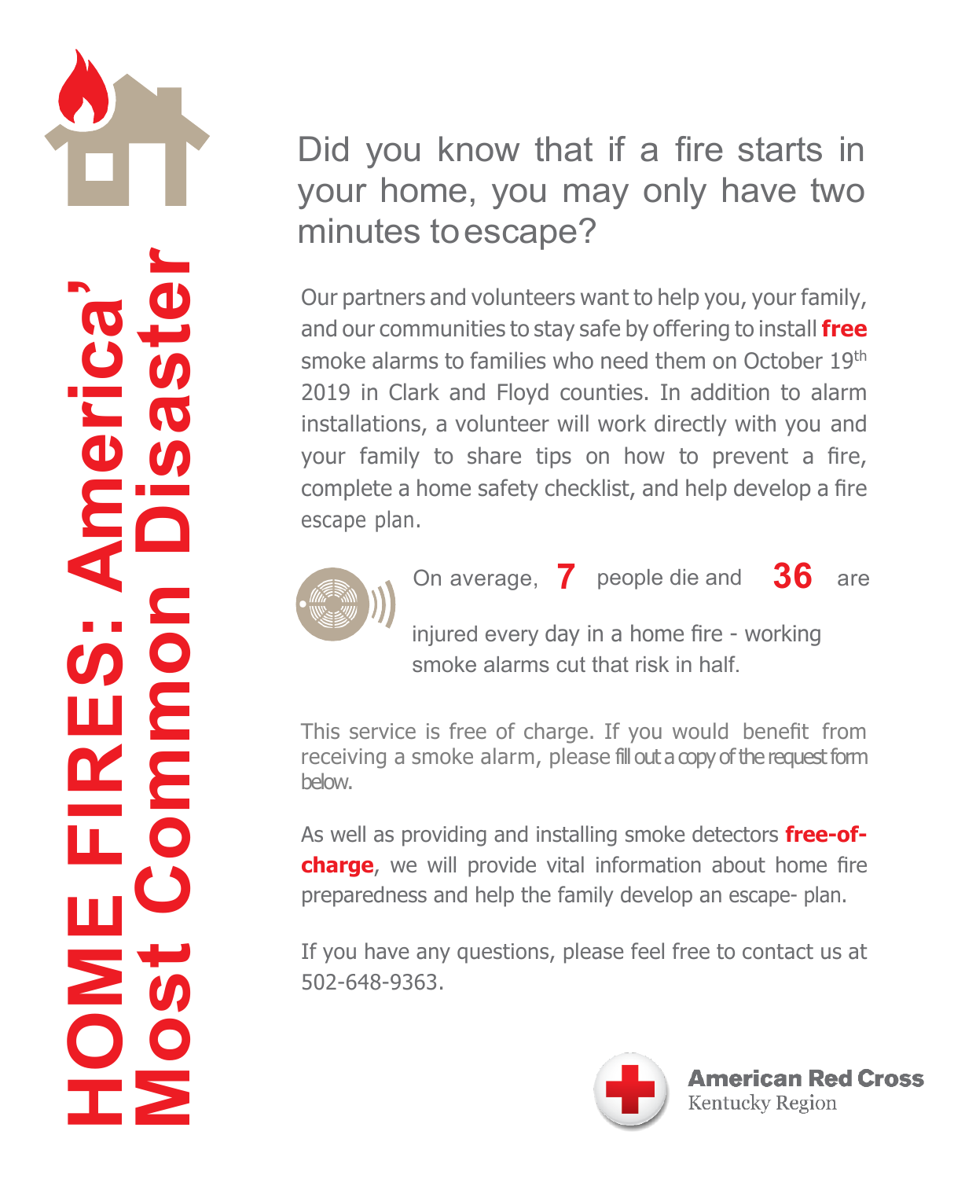# HOME FIRES: America' Most Common Disaster

## Did you know that if a fire starts in your home, you may only have two minutes to escape?

Our partners and volunteers want to help you, your family, and our communities to stay safe by offering to install **free** smoke alarms to families who need them on October 19th 2019 in Clark and Floyd counties. In addition to alarm installations, a volunteer will work directly with you and your family to share tips on how to prevent a fire, complete a home safety checklist, and help develop a fire escape plan.

On average, **7** people die and **36** are injured every day in a home fire - working smoke alarms cut that risk in half.

This service is free of charge. If you would benefit from receiving a smoke alarm, please fill out a copy of the request form below.

As well as providing and installing smoke detectors **free-of-charge**, we will provide vital information about home fire preparedness and help the family develop an escape- plan.

If you have any questions, please feel free to contact us at 502-648-9363.

**American Red Cross**
Kentucky Region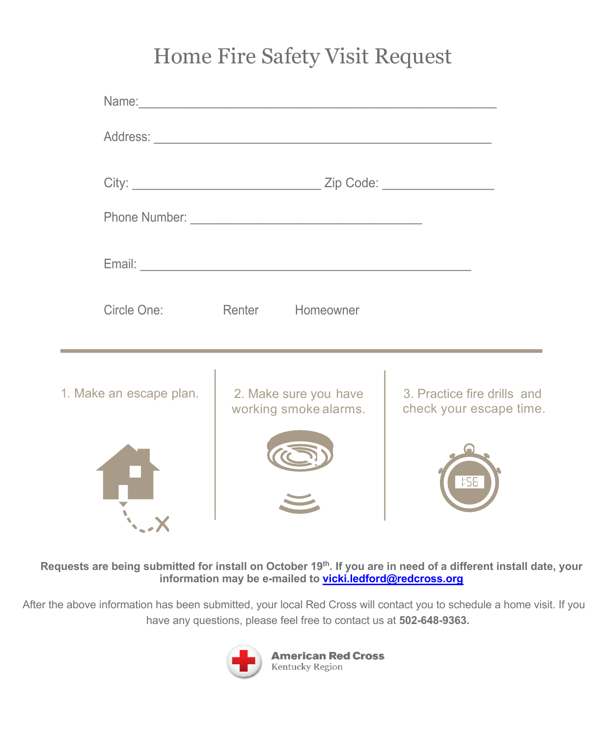# Home Fire Safety Visit Request

Name:_______________________________________________

Address: ____________________________________________

City: _________________________ Zip Code: _______________

Phone Number: _______________________________

Email: ____________________________________________

Circle One: Renter Homeowner

---

1. Make an escape plan.

2. Make sure you have working smoke alarms.

3. Practice fire drills and check your escape time.

1:56

**Requests are being submitted for install on October 19th. If you are in need of a different install date, your information may be e-mailed to vicki.ledford@redcross.org**

After the above information has been submitted, your local Red Cross will contact you to schedule a home visit. If you have any questions, please feel free to contact us at **502-648-9363.**

**American Red Cross**
Kentucky Region